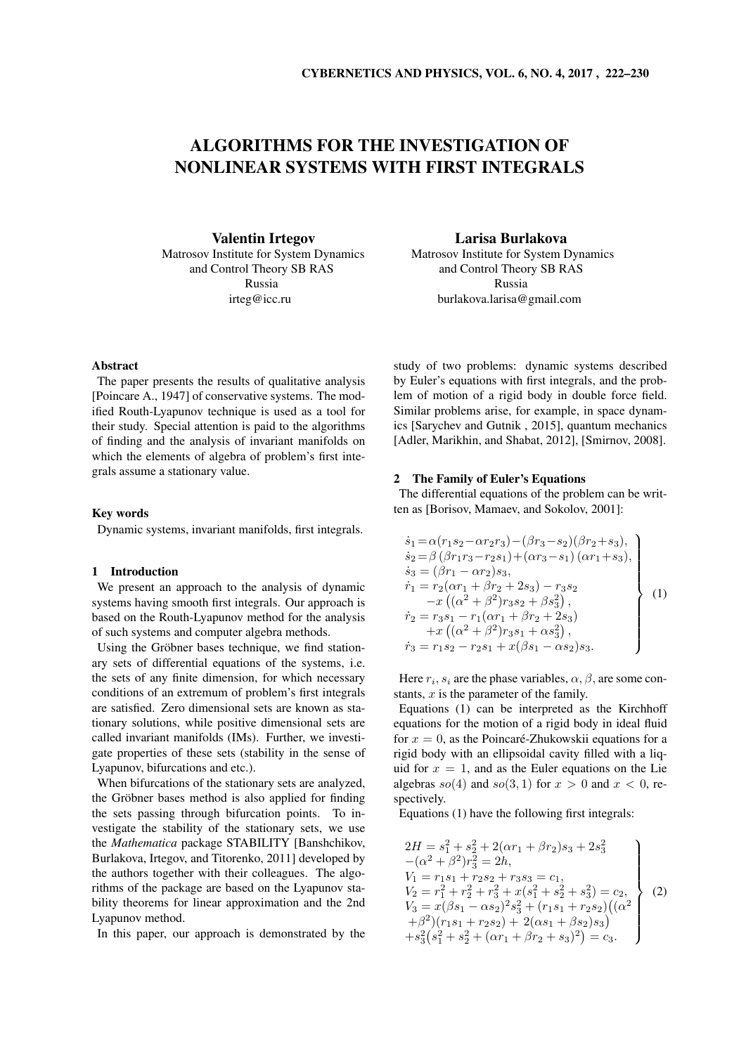# ALGORITHMS FOR THE INVESTIGATION OF NONLINEAR SYSTEMS WITH FIRST INTEGRALS

**Valentin Irtegov**
Matrosov Institute for System Dynamics and Control Theory SB RAS
Russia
irteg@icc.ru

**Larisa Burlakova**
Matrosov Institute for System Dynamics and Control Theory SB RAS
Russia
burlakova.larisa@gmail.com

### Abstract

The paper presents the results of qualitative analysis [Poincare A., 1947] of conservative systems. The modified Routh-Lyapunov technique is used as a tool for their study. Special attention is paid to the algorithms of finding and the analysis of invariant manifolds on which the elements of algebra of problem's first integrals assume a stationary value.

### Key words

Dynamic systems, invariant manifolds, first integrals.

## 1 Introduction

We present an approach to the analysis of dynamic systems having smooth first integrals. Our approach is based on the Routh-Lyapunov method for the analysis of such systems and computer algebra methods.

Using the Gröbner bases technique, we find stationary sets of differential equations of the systems, i.e. the sets of any finite dimension, for which necessary conditions of an extremum of problem's first integrals are satisfied. Zero dimensional sets are known as stationary solutions, while positive dimensional sets are called invariant manifolds (IMs). Further, we investigate properties of these sets (stability in the sense of Lyapunov, bifurcations and etc.).

When bifurcations of the stationary sets are analyzed, the Gröbner bases method is also applied for finding the sets passing through bifurcation points. To investigate the stability of the stationary sets, we use the *Mathematica* package STABILITY [Banshchikov, Burlakova, Irtegov, and Titorenko, 2011] developed by the authors together with their colleagues. The algorithms of the package are based on the Lyapunov stability theorems for linear approximation and the 2nd Lyapunov method.

In this paper, our approach is demonstrated by the study of two problems: dynamic systems described by Euler's equations with first integrals, and the problem of motion of a rigid body in double force field. Similar problems arise, for example, in space dynamics [Sarychev and Gutnik , 2015], quantum mechanics [Adler, Marikhin, and Shabat, 2012], [Smirnov, 2008].

## 2 The Family of Euler's Equations

The differential equations of the problem can be written as [Borisov, Mamaev, and Sokolov, 2001]:

$$
\left.
\begin{aligned}
&\dot{s}_1 = \alpha(r_1 s_2 - \alpha r_2 r_3) - (\beta r_3 - s_2)(\beta r_2 + s_3),\\
&\dot{s}_2 = \beta\,(\beta r_1 r_3 - r_2 s_1) + (\alpha r_3 - s_1)\,(\alpha r_1 + s_3),\\
&\dot{s}_3 = (\beta r_1 - \alpha r_2) s_3,\\
&\dot{r}_1 = r_2(\alpha r_1 + \beta r_2 + 2 s_3) - r_3 s_2\\
&\quad -x\left((\alpha^2+\beta^2) r_3 s_2 + \beta s_3^2\right),\\
&\dot{r}_2 = r_3 s_1 - r_1(\alpha r_1 + \beta r_2 + 2 s_3)\\
&\quad +x\left((\alpha^2+\beta^2) r_3 s_1 + \alpha s_3^2\right),\\
&\dot{r}_3 = r_1 s_2 - r_2 s_1 + x(\beta s_1 - \alpha s_2) s_3.
\end{aligned}
\right\}
\quad (1)
$$

Here $r_i, s_i$ are the phase variables, $\alpha, \beta$, are some constants, $x$ is the parameter of the family.

Equations (1) can be interpreted as the Kirchhoff equations for the motion of a rigid body in ideal fluid for $x = 0$, as the Poincaré-Zhukowskii equations for a rigid body with an ellipsoidal cavity filled with a liquid for $x = 1$, and as the Euler equations on the Lie algebras $so(4)$ and $so(3,1)$ for $x > 0$ and $x < 0$, respectively.

Equations (1) have the following first integrals:

$$
\left.
\begin{aligned}
&2H = s_1^2 + s_2^2 + 2(\alpha r_1 + \beta r_2) s_3 + 2 s_3^2\\
&\quad -(\alpha^2+\beta^2) r_3^2 = 2h,\\
&V_1 = r_1 s_1 + r_2 s_2 + r_3 s_3 = c_1,\\
&V_2 = r_1^2 + r_2^2 + r_3^2 + x(s_1^2 + s_2^2 + s_3^2) = c_2,\\
&V_3 = x(\beta s_1 - \alpha s_2)^2 s_3^2 + (r_1 s_1 + r_2 s_2)\big((\alpha^2\\
&\quad +\beta^2)(r_1 s_1 + r_2 s_2) + 2(\alpha s_1 + \beta s_2) s_3\big)\\
&\quad +s_3^2\big(s_1^2 + s_2^2 + (\alpha r_1 + \beta r_2 + s_3)^2\big) = c_3.
\end{aligned}
\right\}
\quad (2)
$$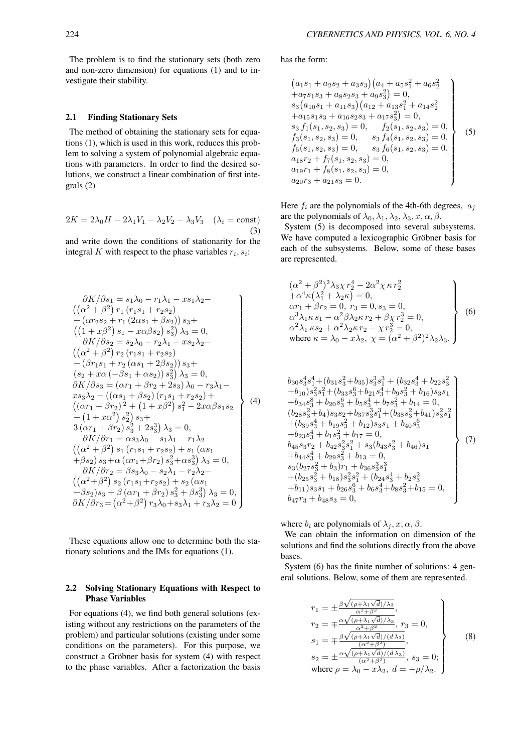The problem is to find the stationary sets (both zero and non-zero dimension) for equations (1) and to investigate their stability.

### 2.1 Finding Stationary Sets

The method of obtaining the stationary sets for equations (1), which is used in this work, reduces this problem to solving a system of polynomial algebraic equations with parameters. In order to find the desired solutions, we construct a linear combination of first integrals (2)

$$2K = 2\lambda_0 H - 2\lambda_1 V_1 - \lambda_2 V_2 - \lambda_3 V_3 \quad (\lambda_i = \text{const}) \tag{3}$$

and write down the conditions of stationarity for the integral $K$ with respect to the phase variables $r_i, s_i$:

$$\left.\begin{array}{l}
\quad \partial K/\partial s_1 = s_1\lambda_0 - r_1\lambda_1 - x s_1\lambda_2 - \\
\left(\left(\alpha^2+\beta^2\right) r_1\left(r_1 s_1 + r_2 s_2\right)\right. \\
+\left(\alpha r_2 s_2 + r_1\left(2\alpha s_1 + \beta s_2\right)\right) s_3 + \\
\left.\left(\left(1+x\beta^2\right) s_1 - x\alpha\beta s_2\right) s_3^2\right)\lambda_3 = 0, \\
\quad \partial K/\partial s_2 = s_2\lambda_0 - r_2\lambda_1 - x s_2\lambda_2 - \\
\left(\left(\alpha^2+\beta^2\right) r_2\left(r_1 s_1 + r_2 s_2\right)\right. \\
+\left(\beta r_1 s_1 + r_2\left(\alpha s_1 + 2\beta s_2\right)\right) s_3 + \\
\left.\left(s_2 + x\alpha\left(-\beta s_1 + \alpha s_2\right)\right) s_3^2\right)\lambda_3 = 0, \\
\partial K/\partial s_3 = \left(\alpha r_1 + \beta r_2 + 2 s_3\right)\lambda_0 - r_3\lambda_1 - \\
x s_3\lambda_2 - \left(\left(\alpha s_1 + \beta s_2\right)\left(r_1 s_1 + r_2 s_2\right) + \right. \\
\left(\left(\alpha r_1 + \beta r_2\right)^2 + \left(1 + x\beta^2\right) s_1^2 - 2x\alpha\beta s_1 s_2\right. \\
\left.+\left(1 + x\alpha^2\right) s_2^2\right) s_3 + \\
\left.3\left(\alpha r_1 + \beta r_2\right) s_3^2 + 2 s_3^3\right)\lambda_3 = 0, \\
\quad \partial K/\partial r_1 = \alpha s_3\lambda_0 - s_1\lambda_1 - r_1\lambda_2 - \\
\left(\left(\alpha^2+\beta^2\right) s_1\left(r_1 s_1 + r_2 s_2\right) + s_1\left(\alpha s_1\right.\right. \\
\left.\left.+\beta s_2\right) s_3 + \alpha\left(\alpha r_1 + \beta r_2\right) s_3^2 + \alpha s_3^3\right)\lambda_3 = 0, \\
\quad \partial K/\partial r_2 = \beta s_3\lambda_0 - s_2\lambda_1 - r_2\lambda_2 - \\
\left(\left(\alpha^2+\beta^2\right) s_2\left(r_1 s_1 + r_2 s_2\right) + s_2\left(\alpha s_1\right.\right. \\
\left.\left.+\beta s_2\right) s_3 + \beta\left(\alpha r_1 + \beta r_2\right) s_3^2 + \beta s_3^3\right)\lambda_3 = 0, \\
\partial K/\partial r_3 = \left(\alpha^2+\beta^2\right) r_3\lambda_0 + s_3\lambda_1 + r_3\lambda_2 = 0
\end{array}\right\} \tag{4}$$

These equations allow one to determine both the stationary solutions and the IMs for equations (1).

### 2.2 Solving Stationary Equations with Respect to Phase Variables

For equations (4), we find both general solutions (existing without any restrictions on the parameters of the problem) and particular solutions (existing under some conditions on the parameters). For this purpose, we construct a Gröbner basis for system (4) with respect to the phase variables. After a factorization the basis has the form:

$$\left.\begin{array}{l}
\left(a_1 s_1 + a_2 s_2 + a_3 s_3\right)\left(a_4 + a_5 s_1^2 + a_6 s_2^2\right. \\
\left.+a_7 s_1 s_3 + a_8 s_2 s_3 + a_9 s_3^2\right) = 0, \\
s_3\left(a_{10} s_1 + a_{11} s_3\right)\left(a_{12} + a_{13} s_1^2 + a_{14} s_2^2\right. \\
\left.+a_{15} s_1 s_3 + a_{16} s_2 s_3 + a_{17} s_3^2\right) = 0, \\
s_3\, f_1(s_1, s_2, s_3) = 0, \qquad f_2(s_1, s_2, s_3) = 0, \\
f_3(s_1, s_2, s_3) = 0, \qquad s_3\, f_4(s_1, s_2, s_3) = 0, \\
f_5(s_1, s_2, s_3) = 0, \qquad s_3\, f_6(s_1, s_2, s_3) = 0, \\
a_{18} r_2 + f_7(s_1, s_2, s_3) = 0, \\
a_{19} r_1 + f_8(s_1, s_2, s_3) = 0, \\
a_{20} r_3 + a_{21} s_3 = 0.
\end{array}\right\} \tag{5}$$

Here $f_i$ are the polynomials of the 4th-6th degrees, $a_j$ are the polynomials of $\lambda_0, \lambda_1, \lambda_2, \lambda_3, x, \alpha, \beta$.

System (5) is decomposed into several subsystems. We have computed a lexicographic Gröbner basis for each of the subsystems. Below, some of these bases are represented.

$$\left.\begin{array}{l}
(\alpha^2+\beta^2)^2\lambda_3\chi\, r_2^4 - 2\alpha^2\chi\,\kappa\, r_2^2 \\
+\alpha^4\kappa\left(\lambda_1^2 + \lambda_2\kappa\right) = 0, \\
\alpha r_1 + \beta r_2 = 0,\ r_3 = 0, s_3 = 0, \\
\alpha^3\lambda_1\kappa\, s_1 - \alpha^2\beta\lambda_2\kappa\, r_2 + \beta\chi\, r_2^3 = 0, \\
\alpha^2\lambda_1\,\kappa s_2 + \alpha^2\lambda_2\kappa\, r_2 - \chi\, r_2^3 = 0, \\
\text{where } \kappa = \lambda_0 - x\lambda_2,\ \chi = (\alpha^2+\beta^2)^2\lambda_2\lambda_3.
\end{array}\right\} \tag{6}$$

$$\left.\begin{array}{l}
b_{30}s_3^4 s_1^4 + (b_{31}s_3^2 + b_{35})s_3^3 s_1^3 + (b_{32}s_3^4 + b_{22}s_3^2 \\
+b_{10})s_3^2 s_1^2 + (b_{33}s_3^6 + b_{21}s_3^4 + b_9 s_3^2 + b_{16})s_3 s_1 \\
+b_{34}s_3^8 + b_{20}s_3^6 + b_5 s_3^4 + b_7 s_3^2 + b_{14} = 0, \\
(b_{28}s_3^2 + b_4)s_3 s_2 + b_{37}s_3^3 s_1^3 + (b_{38}s_3^2 + b_{41})s_3^2 s_1^2 \\
+(b_{39}s_3^4 + b_{19}s_3^2 + b_{12})s_3 s_1 + b_{40}s_3^6 \\
+b_{23}s_3^4 + b_1 s_3^2 + b_{17} = 0, \\
b_{45}s_3 r_2 + b_{42}s_3^2 s_1^2 + s_3(b_{43}s_3^2 + b_{46})s_1 \\
+b_{44}s_3^4 + b_{29}s_3^2 + b_{13} = 0, \\
s_3(b_{27}s_3^2 + b_3)r_1 + b_{36}s_3^3 s_1^3 \\
+(b_{25}s_3^2 + b_{18})s_3^2 s_1^2 + (b_{24}s_3^4 + b_2 s_3^2 \\
+b_{11})s_3 s_1 + b_{26}s_3^6 + b_6 s_3^4 + b_8 s_3^2 + b_{15} = 0, \\
b_{47}r_3 + b_{48}s_3 = 0,
\end{array}\right\} \tag{7}$$

where $b_i$ are polynomials of $\lambda_j, x, \alpha, \beta$.

We can obtain the information on dimension of the solutions and find the solutions directly from the above bases.

System (6) has the finite number of solutions: 4 general solutions. Below, some of them are represented.

$$\left.\begin{array}{l}
r_1 = \pm\frac{\beta\sqrt{(\rho+\lambda_1\sqrt{d})/\lambda_3}}{\alpha^2+\beta^2}, \\
r_2 = \mp\frac{\alpha\sqrt{(\rho+\lambda_1\sqrt{d})/\lambda_3}}{\alpha^2+\beta^2},\ r_3 = 0, \\
s_1 = \mp\frac{\beta\sqrt{(\rho+\lambda_1\sqrt{d})/(d\,\lambda_3)}}{(\alpha^2+\beta^2)}, \\
s_2 = \pm\frac{\alpha\sqrt{(\rho+\lambda_1\sqrt{d})/(d\,\lambda_3)}}{(\alpha^2+\beta^2)},\ s_3 = 0; \\
\text{where } \rho = \lambda_0 - x\lambda_2,\ d = -\rho/\lambda_2.
\end{array}\right\} \tag{8}$$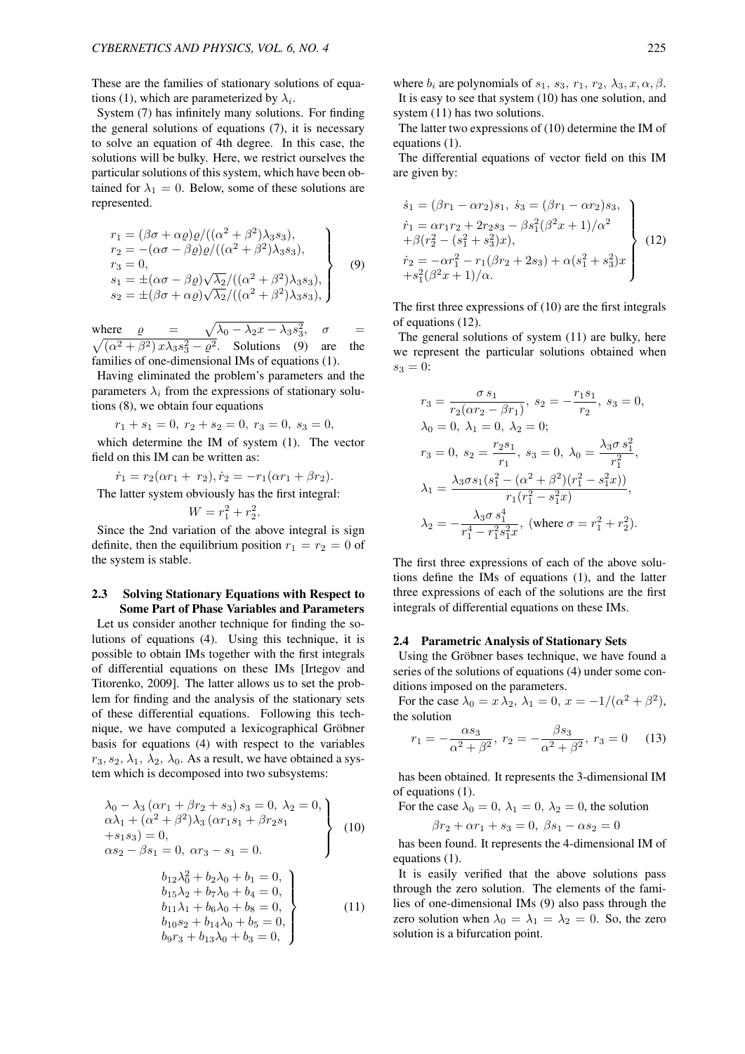These are the families of stationary solutions of equations (1), which are parameterized by $\lambda_i$.

System (7) has infinitely many solutions. For finding the general solutions of equations (7), it is necessary to solve an equation of 4th degree. In this case, the solutions will be bulky. Here, we restrict ourselves the particular solutions of this system, which have been obtained for $\lambda_1 = 0$. Below, some of these solutions are represented.

$$
\left.\begin{array}{l}
r_1 = (\beta\sigma + \alpha\varrho)\varrho/((\alpha^2+\beta^2)\lambda_3 s_3),\\
r_2 = -(\alpha\sigma - \beta\varrho)\varrho/((\alpha^2+\beta^2)\lambda_3 s_3),\\
r_3 = 0,\\
s_1 = \pm(\alpha\sigma - \beta\varrho)\sqrt{\lambda_2}/((\alpha^2+\beta^2)\lambda_3 s_3),\\
s_2 = \pm(\beta\sigma + \alpha\varrho)\sqrt{\lambda_2}/((\alpha^2+\beta^2)\lambda_3 s_3),
\end{array}\right\} \quad (9)
$$

where $\varrho = \sqrt{\lambda_0 - \lambda_2 x - \lambda_3 s_3^2}$, $\sigma = \sqrt{(\alpha^2+\beta^2)\, x \lambda_3 s_3^2 - \varrho^2}$. Solutions (9) are the families of one-dimensional IMs of equations (1).

Having eliminated the problem's parameters and the parameters $\lambda_i$ from the expressions of stationary solutions (8), we obtain four equations

$$r_1 + s_1 = 0,\; r_2 + s_2 = 0,\; r_3 = 0,\; s_3 = 0,$$

which determine the IM of system (1). The vector field on this IM can be written as:

$$\dot{r}_1 = r_2(\alpha r_1 + r_2), \dot{r}_2 = -r_1(\alpha r_1 + \beta r_2).$$

The latter system obviously has the first integral:

$$W = r_1^2 + r_2^2.$$

Since the 2nd variation of the above integral is sign definite, then the equilibrium position $r_1 = r_2 = 0$ of the system is stable.

### 2.3 Solving Stationary Equations with Respect to Some Part of Phase Variables and Parameters

Let us consider another technique for finding the solutions of equations (4). Using this technique, it is possible to obtain IMs together with the first integrals of differential equations on these IMs [Irtegov and Titorenko, 2009]. The latter allows us to set the problem for finding and the analysis of the stationary sets of these differential equations. Following this technique, we have computed a lexicographical Gröbner basis for equations (4) with respect to the variables $r_3, s_2, \lambda_1, \lambda_2, \lambda_0$. As a result, we have obtained a system which is decomposed into two subsystems:

$$
\left.\begin{array}{l}
\lambda_0 - \lambda_3\,(\alpha r_1 + \beta r_2 + s_3)\, s_3 = 0,\; \lambda_2 = 0,\\
\alpha\lambda_1 + (\alpha^2+\beta^2)\lambda_3\,(\alpha r_1 s_1 + \beta r_2 s_1\\
+ s_1 s_3) = 0,\\
\alpha s_2 - \beta s_1 = 0,\; \alpha r_3 - s_1 = 0.
\end{array}\right\} \quad (10)
$$

$$
\left.\begin{array}{l}
b_{12}\lambda_0^2 + b_2\lambda_0 + b_1 = 0,\\
b_{15}\lambda_2 + b_7\lambda_0 + b_4 = 0,\\
b_{11}\lambda_1 + b_6\lambda_0 + b_8 = 0,\\
b_{10}s_2 + b_{14}\lambda_0 + b_5 = 0,\\
b_9 r_3 + b_{13}\lambda_0 + b_3 = 0,
\end{array}\right\} \quad (11)
$$

where $b_i$ are polynomials of $s_1, s_3, r_1, r_2, \lambda_3, x, \alpha, \beta$.

It is easy to see that system (10) has one solution, and system (11) has two solutions.

The latter two expressions of (10) determine the IM of equations (1).

The differential equations of vector field on this IM are given by:

$$
\left.\begin{array}{l}
\dot{s}_1 = (\beta r_1 - \alpha r_2)s_1,\; \dot{s}_3 = (\beta r_1 - \alpha r_2)s_3,\\
\dot{r}_1 = \alpha r_1 r_2 + 2 r_2 s_3 - \beta s_1^2(\beta^2 x + 1)/\alpha^2\\
+\beta(r_2^2 - (s_1^2 + s_3^2)x),\\
\dot{r}_2 = -\alpha r_1^2 - r_1(\beta r_2 + 2s_3) + \alpha(s_1^2 + s_3^2)x\\
+ s_1^2(\beta^2 x + 1)/\alpha.
\end{array}\right\} \quad (12)
$$

The first three expressions of (10) are the first integrals of equations (12).

The general solutions of system (11) are bulky, here we represent the particular solutions obtained when $s_3 = 0$:

$$r_3 = \frac{\sigma\, s_1}{r_2(\alpha r_2 - \beta r_1)},\; s_2 = -\frac{r_1 s_1}{r_2},\; s_3 = 0,$$
$$\lambda_0 = 0,\; \lambda_1 = 0,\; \lambda_2 = 0;$$
$$r_3 = 0,\; s_2 = \frac{r_2 s_1}{r_1},\; s_3 = 0,\; \lambda_0 = \frac{\lambda_3\sigma\, s_1^2}{r_1^2},$$
$$\lambda_1 = \frac{\lambda_3\sigma s_1(s_1^2 - (\alpha^2+\beta^2)(r_1^2 - s_1^2 x))}{r_1(r_1^2 - s_1^2 x)},$$
$$\lambda_2 = -\frac{\lambda_3\sigma\, s_1^4}{r_1^4 - r_1^2 s_1^2 x},\; \text{(where } \sigma = r_1^2 + r_2^2).$$

The first three expressions of each of the above solutions define the IMs of equations (1), and the latter three expressions of each of the solutions are the first integrals of differential equations on these IMs.

### 2.4 Parametric Analysis of Stationary Sets

Using the Gröbner bases technique, we have found a series of the solutions of equations (4) under some conditions imposed on the parameters.

For the case $\lambda_0 = x\,\lambda_2$, $\lambda_1 = 0$, $x = -1/(\alpha^2+\beta^2)$, the solution

$$r_1 = -\frac{\alpha s_3}{\alpha^2+\beta^2},\; r_2 = -\frac{\beta s_3}{\alpha^2+\beta^2},\; r_3 = 0 \quad (13)$$

has been obtained. It represents the 3-dimensional IM of equations (1).

For the case $\lambda_0 = 0$, $\lambda_1 = 0$, $\lambda_2 = 0$, the solution

$$\beta r_2 + \alpha r_1 + s_3 = 0,\; \beta s_1 - \alpha s_2 = 0$$

has been found. It represents the 4-dimensional IM of equations (1).

It is easily verified that the above solutions pass through the zero solution. The elements of the families of one-dimensional IMs (9) also pass through the zero solution when $\lambda_0 = \lambda_1 = \lambda_2 = 0$. So, the zero solution is a bifurcation point.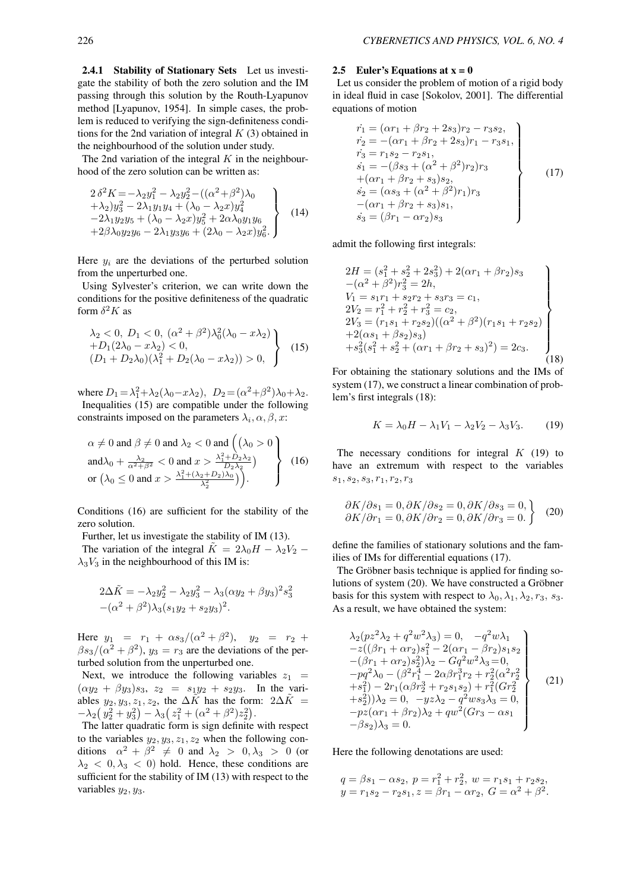### 2.4.1 Stability of Stationary Sets

Let us investigate the stability of both the zero solution and the IM passing through this solution by the Routh-Lyapunov method [Lyapunov, 1954]. In simple cases, the problem is reduced to verifying the sign-definiteness conditions for the 2nd variation of integral $K$ (3) obtained in the neighbourhood of the solution under study.

The 2nd variation of the integral $K$ in the neighbourhood of the zero solution can be written as:

$$
\left.\begin{array}{l}
2\,\delta^2 K = -\lambda_2 y_1^2 - \lambda_2 y_2^2 - ((\alpha^2+\beta^2)\lambda_0 \\
+\lambda_2) y_3^2 - 2\lambda_1 y_1 y_4 + (\lambda_0 - \lambda_2 x) y_4^2 \\
-2\lambda_1 y_2 y_5 + (\lambda_0 - \lambda_2 x) y_5^2 + 2\alpha\lambda_0 y_1 y_6 \\
+2\beta\lambda_0 y_2 y_6 - 2\lambda_1 y_3 y_6 + (2\lambda_0 - \lambda_2 x) y_6^2.
\end{array}\right\} \quad (14)
$$

Here $y_i$ are the deviations of the perturbed solution from the unperturbed one.

Using Sylvester's criterion, we can write down the conditions for the positive definiteness of the quadratic form $\delta^2 K$ as

$$
\left.\begin{array}{l}
\lambda_2 < 0,\ D_1 < 0,\ (\alpha^2+\beta^2)\lambda_0^2(\lambda_0 - x\lambda_2) \\
+D_1(2\lambda_0 - x\lambda_2) < 0, \\
(D_1 + D_2\lambda_0)(\lambda_1^2 + D_2(\lambda_0 - x\lambda_2)) > 0,
\end{array}\right\} \quad (15)
$$

where $D_1 = \lambda_1^2 + \lambda_2(\lambda_0 - x\lambda_2)$, $D_2 = (\alpha^2+\beta^2)\lambda_0 + \lambda_2$.

Inequalities (15) are compatible under the following constraints imposed on the parameters $\lambda_i, \alpha, \beta, x$:

$$
\left.\begin{array}{l}
\alpha \neq 0 \text{ and } \beta \neq 0 \text{ and } \lambda_2 < 0 \text{ and } \Big( \big( \lambda_0 > 0 \\
\text{and} \lambda_0 + \frac{\lambda_2}{\alpha^2+\beta^2} < 0 \text{ and } x > \frac{\lambda_1^2 + D_2\lambda_2}{D_2\lambda_2} \big) \\
\text{or } \big( \lambda_0 \leq 0 \text{ and } x > \frac{\lambda_1^2 + (\lambda_2 + D_2)\lambda_0}{\lambda_2^2} \big) \Big).
\end{array}\right\} \quad (16)
$$

Conditions (16) are sufficient for the stability of the zero solution.

Further, let us investigate the stability of IM (13).

The variation of the integral $\tilde{K} = 2\lambda_0 H - \lambda_2 V_2 - \lambda_3 V_3$ in the neighbourhood of this IM is:

$$
\begin{array}{l}
2\Delta\tilde{K} = -\lambda_2 y_2^2 - \lambda_2 y_3^2 - \lambda_3(\alpha y_2 + \beta y_3)^2 s_3^2 \\
-(\alpha^2+\beta^2)\lambda_3(s_1 y_2 + s_2 y_3)^2.
\end{array}
$$

Here $y_1 = r_1 + \alpha s_3/(\alpha^2+\beta^2)$, $y_2 = r_2 + \beta s_3/(\alpha^2+\beta^2)$, $y_3 = r_3$ are the deviations of the perturbed solution from the unperturbed one.

Next, we introduce the following variables $z_1 = (\alpha y_2 + \beta y_3) s_3$, $z_2 = s_1 y_2 + s_2 y_3$. In the variables $y_2, y_3, z_1, z_2$, the $\Delta\tilde{K}$ has the form: $2\Delta\tilde{K} = -\lambda_2\big(y_2^2 + y_3^2\big) - \lambda_3\big(z_1^2 + (\alpha^2+\beta^2)z_2^2\big)$.

The latter quadratic form is sign definite with respect to the variables $y_2, y_3, z_1, z_2$ when the following conditions $\alpha^2 + \beta^2 \neq 0$ and $\lambda_2 > 0, \lambda_3 > 0$ (or $\lambda_2 < 0, \lambda_3 < 0$) hold. Hence, these conditions are sufficient for the stability of IM (13) with respect to the variables $y_2, y_3$.

## 2.5 Euler's Equations at x = 0

Let us consider the problem of motion of a rigid body in ideal fluid in case [Sokolov, 2001]. The differential equations of motion

$$
\left.\begin{array}{l}
\dot{r_1} = (\alpha r_1 + \beta r_2 + 2s_3) r_2 - r_3 s_2, \\
\dot{r_2} = -(\alpha r_1 + \beta r_2 + 2s_3) r_1 - r_3 s_1, \\
\dot{r_3} = r_1 s_2 - r_2 s_1, \\
\dot{s_1} = -(\beta s_3 + (\alpha^2+\beta^2) r_2) r_3 \\
+(\alpha r_1 + \beta r_2 + s_3) s_2, \\
\dot{s_2} = (\alpha s_3 + (\alpha^2+\beta^2) r_1) r_3 \\
-(\alpha r_1 + \beta r_2 + s_3) s_1, \\
\dot{s_3} = (\beta r_1 - \alpha r_2) s_3
\end{array}\right\} \quad (17)
$$

admit the following first integrals:

$$
\left.\begin{array}{l}
2H = (s_1^2 + s_2^2 + 2s_3^2) + 2(\alpha r_1 + \beta r_2) s_3 \\
-(\alpha^2+\beta^2) r_3^2 = 2h, \\
V_1 = s_1 r_1 + s_2 r_2 + s_3 r_3 = c_1, \\
2V_2 = r_1^2 + r_2^2 + r_3^2 = c_2, \\
2V_3 = (r_1 s_1 + r_2 s_2)((\alpha^2+\beta^2)(r_1 s_1 + r_2 s_2) \\
+2(\alpha s_1 + \beta s_2) s_3) \\
+s_3^2(s_1^2 + s_2^2 + (\alpha r_1 + \beta r_2 + s_3)^2) = 2c_3.
\end{array}\right\} \quad (18)
$$

For obtaining the stationary solutions and the IMs of system (17), we construct a linear combination of problem's first integrals (18):

$$
K = \lambda_0 H - \lambda_1 V_1 - \lambda_2 V_2 - \lambda_3 V_3. \quad (19)
$$

The necessary conditions for integral $K$ (19) to have an extremum with respect to the variables $s_1, s_2, s_3, r_1, r_2, r_3$

$$
\left.\begin{array}{l}
\partial K/\partial s_1 = 0, \partial K/\partial s_2 = 0, \partial K/\partial s_3 = 0, \\
\partial K/\partial r_1 = 0, \partial K/\partial r_2 = 0, \partial K/\partial r_3 = 0.
\end{array}\right\} \quad (20)
$$

define the families of stationary solutions and the families of IMs for differential equations (17).

The Gröbner basis technique is applied for finding solutions of system (20). We have constructed a Gröbner basis for this system with respect to $\lambda_0, \lambda_1, \lambda_2, r_3, s_3$. As a result, we have obtained the system:

$$
\left.\begin{array}{l}
\lambda_2(p z^2 \lambda_2 + q^2 w^2 \lambda_3) = 0, \quad -q^2 w \lambda_1 \\
-z((\beta r_1 + \alpha r_2) s_1^2 - 2(\alpha r_1 - \beta r_2) s_1 s_2 \\
-(\beta r_1 + \alpha r_2) s_2^2)\lambda_2 - G q^2 w^2 \lambda_3 = 0, \\
-p q^2 \lambda_0 - (\beta^2 r_1^4 - 2\alpha\beta r_1^3 r_2 + r_2^2(\alpha^2 r_2^2 \\
+s_1^2) - 2r_1(\alpha\beta r_2^3 + r_2 s_1 s_2) + r_1^2(G r_2^2 \\
+s_2^2))\lambda_2 = 0, \quad -y z \lambda_2 - q^2 w s_3 \lambda_3 = 0, \\
-p z(\alpha r_1 + \beta r_2)\lambda_2 + q w^2(G r_3 - \alpha s_1 \\
-\beta s_2)\lambda_3 = 0.
\end{array}\right\} \quad (21)
$$

Here the following denotations are used:

$$
\begin{array}{l}
q = \beta s_1 - \alpha s_2,\ p = r_1^2 + r_2^2,\ w = r_1 s_1 + r_2 s_2, \\
y = r_1 s_2 - r_2 s_1, z = \beta r_1 - \alpha r_2,\ G = \alpha^2 + \beta^2.
\end{array}
$$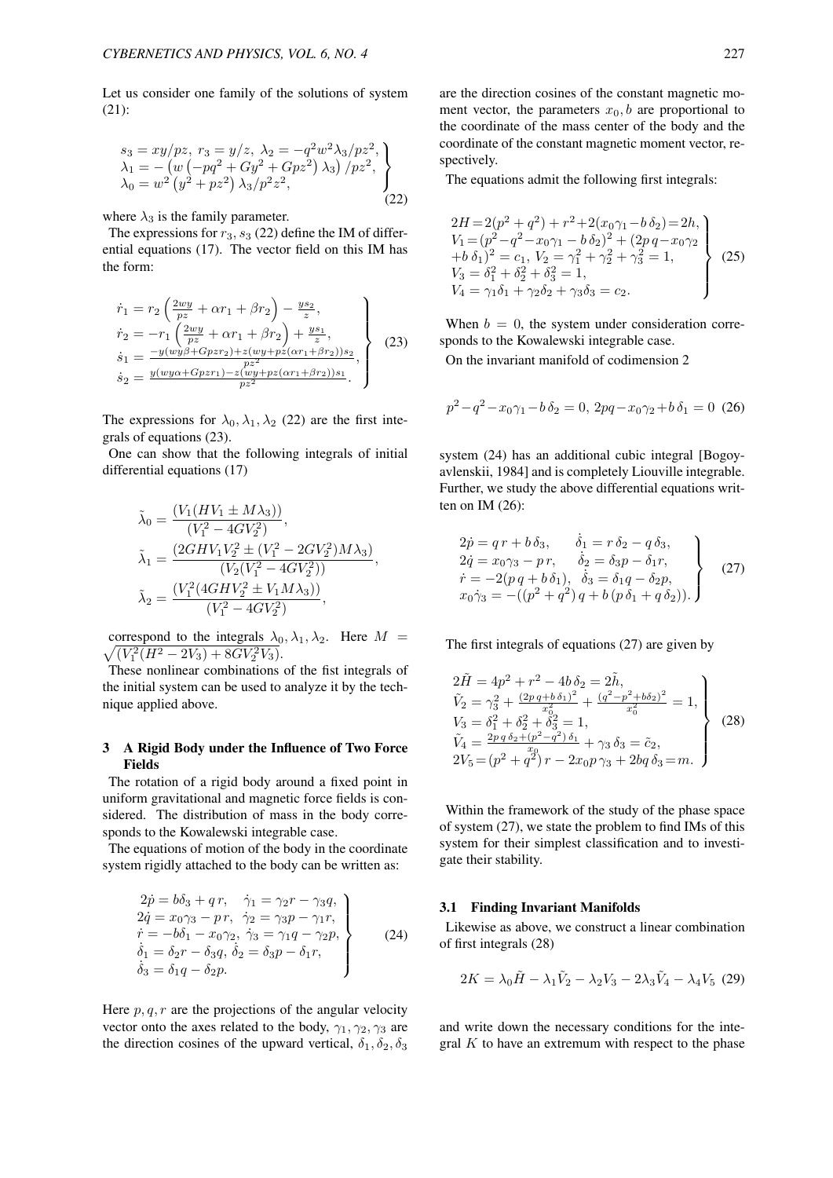Let us consider one family of the solutions of system (21):

$$
\left.\begin{array}{l}
s_3 = xy/pz,\ r_3 = y/z,\ \lambda_2 = -q^2w^2\lambda_3/pz^2,\\
\lambda_1 = -\left(w\left(-pq^2 + Gy^2 + Gpz^2\right)\lambda_3\right)/pz^2,\\
\lambda_0 = w^2\left(y^2 + pz^2\right)\lambda_3/p^2z^2,
\end{array}\right\} \quad (22)
$$

where $\lambda_3$ is the family parameter.

The expressions for $r_3, s_3$ (22) define the IM of differential equations (17). The vector field on this IM has the form:

$$
\left.\begin{array}{l}
\dot r_1 = r_2\left(\frac{2wy}{pz} + \alpha r_1 + \beta r_2\right) - \frac{ys_2}{z},\\
\dot r_2 = -r_1\left(\frac{2wy}{pz} + \alpha r_1 + \beta r_2\right) + \frac{ys_1}{z},\\
\dot s_1 = \frac{-y(wy\beta + Gpzr_2) + z(wy + pz(\alpha r_1 + \beta r_2))s_2}{pz^2},\\
\dot s_2 = \frac{y(wy\alpha + Gpzr_1) - z(wy + pz(\alpha r_1 + \beta r_2))s_1}{pz^2}.
\end{array}\right\} \quad (23)
$$

The expressions for $\lambda_0, \lambda_1, \lambda_2$ (22) are the first integrals of equations (23).

One can show that the following integrals of initial differential equations (17)

$$
\tilde\lambda_0 = \frac{(V_1(HV_1 \pm M\lambda_3))}{(V_1^2 - 4GV_2^2)},
$$

$$
\tilde\lambda_1 = \frac{(2GHV_1V_2^2 \pm (V_1^2 - 2GV_2^2)M\lambda_3)}{(V_2(V_1^2 - 4GV_2^2))},
$$

$$
\tilde\lambda_2 = \frac{(V_1^2(4GHV_2^2 \pm V_1M\lambda_3))}{(V_1^2 - 4GV_2^2)},
$$

correspond to the integrals $\lambda_0, \lambda_1, \lambda_2$. Here $M = \sqrt{(V_1^2(H^2 - 2V_3) + 8GV_2^2V_3)}$.

These nonlinear combinations of the fist integrals of the initial system can be used to analyze it by the technique applied above.

## 3 A Rigid Body under the Influence of Two Force Fields

The rotation of a rigid body around a fixed point in uniform gravitational and magnetic force fields is considered. The distribution of mass in the body corresponds to the Kowalewski integrable case.

The equations of motion of the body in the coordinate system rigidly attached to the body can be written as:

$$
\left.\begin{array}{ll}
2\dot p = b\delta_3 + q\,r, & \dot\gamma_1 = \gamma_2 r - \gamma_3 q,\\
2\dot q = x_0\gamma_3 - p\,r, & \dot\gamma_2 = \gamma_3 p - \gamma_1 r,\\
\dot r = -b\delta_1 - x_0\gamma_2, & \dot\gamma_3 = \gamma_1 q - \gamma_2 p,\\
\dot\delta_1 = \delta_2 r - \delta_3 q, & \dot\delta_2 = \delta_3 p - \delta_1 r,\\
\dot\delta_3 = \delta_1 q - \delta_2 p. &
\end{array}\right\} \quad (24)
$$

Here $p, q, r$ are the projections of the angular velocity vector onto the axes related to the body, $\gamma_1, \gamma_2, \gamma_3$ are the direction cosines of the upward vertical, $\delta_1, \delta_2, \delta_3$ are the direction cosines of the constant magnetic moment vector, the parameters $x_0, b$ are proportional to the coordinate of the mass center of the body and the coordinate of the constant magnetic moment vector, respectively.

The equations admit the following first integrals:

$$
\left.\begin{array}{l}
2H = 2(p^2 + q^2) + r^2 + 2(x_0\gamma_1 - b\,\delta_2) = 2h,\\
V_1 = (p^2 - q^2 - x_0\gamma_1 - b\,\delta_2)^2 + (2p\,q - x_0\gamma_2\\
+ b\,\delta_1)^2 = c_1,\ V_2 = \gamma_1^2 + \gamma_2^2 + \gamma_3^2 = 1,\\
V_3 = \delta_1^2 + \delta_2^2 + \delta_3^2 = 1,\\
V_4 = \gamma_1\delta_1 + \gamma_2\delta_2 + \gamma_3\delta_3 = c_2.
\end{array}\right\} \quad (25)
$$

When $b = 0$, the system under consideration corresponds to the Kowalewski integrable case.

On the invariant manifold of codimension 2

$$
p^2 - q^2 - x_0\gamma_1 - b\,\delta_2 = 0,\ 2pq - x_0\gamma_2 + b\,\delta_1 = 0 \quad (26)
$$

system (24) has an additional cubic integral [Bogoyavlenskii, 1984] and is completely Liouville integrable. Further, we study the above differential equations written on IM (26):

$$
\left.\begin{array}{ll}
2\dot p = q\,r + b\,\delta_3, & \dot\delta_1 = r\,\delta_2 - q\,\delta_3,\\
2\dot q = x_0\gamma_3 - p\,r, & \dot\delta_2 = \delta_3 p - \delta_1 r,\\
\dot r = -2(p\,q + b\,\delta_1), & \dot\delta_3 = \delta_1 q - \delta_2 p,\\
x_0\dot\gamma_3 = -((p^2 + q^2)\,q + b\,(p\,\delta_1 + q\,\delta_2)). &
\end{array}\right\} \quad (27)
$$

The first integrals of equations (27) are given by

$$
\left.\begin{array}{l}
2\tilde H = 4p^2 + r^2 - 4b\,\delta_2 = 2\tilde h,\\
\tilde V_2 = \gamma_3^2 + \frac{(2p\,q + b\,\delta_1)^2}{x_0^2} + \frac{(q^2 - p^2 + b\delta_2)^2}{x_0^2} = 1,\\
V_3 = \delta_1^2 + \delta_2^2 + \delta_3^2 = 1,\\
\tilde V_4 = \frac{2p\,q\,\delta_2 + (p^2 - q^2)\,\delta_1}{x_0} + \gamma_3\,\delta_3 = \tilde c_2,\\
2V_5 = (p^2 + q^2)\,r - 2x_0 p\,\gamma_3 + 2bq\,\delta_3 = m.
\end{array}\right\} \quad (28)
$$

Within the framework of the study of the phase space of system (27), we state the problem to find IMs of this system for their simplest classification and to investigate their stability.

### 3.1 Finding Invariant Manifolds

Likewise as above, we construct a linear combination of first integrals (28)

$$
2K = \lambda_0\tilde H - \lambda_1\tilde V_2 - \lambda_2 V_3 - 2\lambda_3\tilde V_4 - \lambda_4 V_5 \quad (29)
$$

and write down the necessary conditions for the integral $K$ to have an extremum with respect to the phase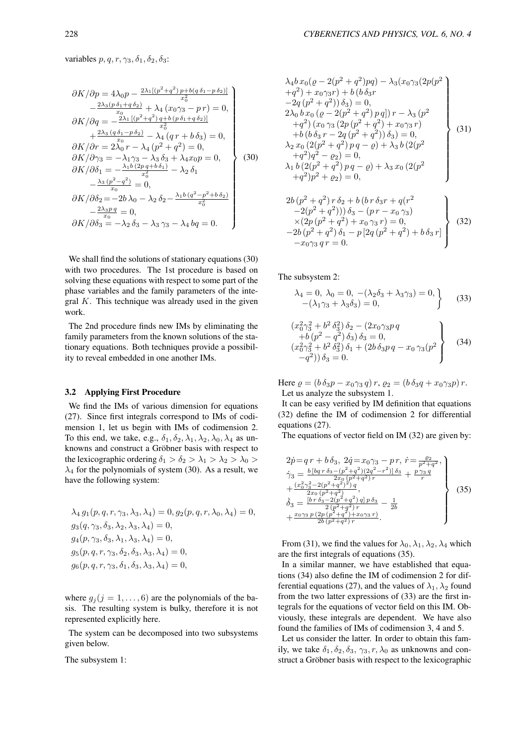variables $p, q, r, \gamma_3, \delta_1, \delta_2, \delta_3$:

$$
\left.
\begin{array}{l}
\partial K/\partial p = 4\lambda_0 p - \frac{2\lambda_1[(p^2+q^2)\,p+b(q\,\delta_1-p\,\delta_2)]}{x_0^2} \\
\quad -\frac{2\lambda_3(p\,\delta_1+q\,\delta_2)}{x_0} + \lambda_4\,(x_0\gamma_3 - p\,r) = 0, \\
\partial K/\partial q = -\frac{2\lambda_1\,[(p^2+q^2)\,q+b\,(p\,\delta_1+q\,\delta_2)]}{x_0^2} \\
\quad +\frac{2\lambda_3\,(q\,\delta_1-p\,\delta_2)}{x_0} - \lambda_4\,(q\,r+b\,\delta_3) = 0, \\
\partial K/\partial r = 2\lambda_0\,r - \lambda_4\,(p^2+q^2) = 0, \\
\partial K/\partial\gamma_3 = -\lambda_1\gamma_3 - \lambda_3\,\delta_3 + \lambda_4 x_0 p = 0, \\
\partial K/\partial\delta_1 = -\frac{\lambda_1 b\,(2p\,q+b\,\delta_1)}{x_0^2} - \lambda_2\,\delta_1 \\
\quad -\frac{\lambda_3\,(p^2-q^2)}{x_0} = 0, \\
\partial K/\partial\delta_2 = -2b\,\lambda_0 - \lambda_2\,\delta_2 - \frac{\lambda_1 b\,(q^2-p^2+b\,\delta_2)}{x_0^2} \\
\quad -\frac{2\lambda_3 p\,q}{x_0} = 0, \\
\partial K/\partial\delta_3 = -\lambda_2\,\delta_3 - \lambda_3\,\gamma_3 - \lambda_4\,bq = 0.
\end{array}
\right\} \quad (30)
$$

We shall find the solutions of stationary equations (30) with two procedures. The 1st procedure is based on solving these equations with respect to some part of the phase variables and the family parameters of the integral $K$. This technique was already used in the given work.

The 2nd procedure finds new IMs by eliminating the family parameters from the known solutions of the stationary equations. Both techniques provide a possibility to reveal embedded in one another IMs.

### 3.2 Applying First Procedure

We find the IMs of various dimension for equations (27). Since first integrals correspond to IMs of codimension 1, let us begin with IMs of codimension 2. To this end, we take, e.g., $\delta_1, \delta_2, \lambda_1, \lambda_2, \lambda_0, \lambda_4$ as unknowns and construct a Gröbner basis with respect to the lexicographic ordering $\delta_1 > \delta_2 > \lambda_1 > \lambda_2 > \lambda_0 > \lambda_4$ for the polynomials of system (30). As a result, we have the following system:

$$
\begin{array}{l}
\lambda_4\, g_1(p,q,r,\gamma_3,\lambda_3,\lambda_4) = 0,\, g_2(p,q,r,\lambda_0,\lambda_4) = 0, \\
g_3(q,\gamma_3,\delta_3,\lambda_2,\lambda_3,\lambda_4) = 0, \\
g_4(p,\gamma_3,\delta_3,\lambda_1,\lambda_3,\lambda_4) = 0, \\
g_5(p,q,r,\gamma_3,\delta_2,\delta_3,\lambda_3,\lambda_4) = 0, \\
g_6(p,q,r,\gamma_3,\delta_1,\delta_3,\lambda_3,\lambda_4) = 0,
\end{array}
$$

where $g_j (j = 1, \ldots, 6)$ are the polynomials of the basis. The resulting system is bulky, therefore it is not represented explicitly here.

The system can be decomposed into two subsystems given below.

The subsystem 1:

$$
\left.
\begin{array}{l}
\lambda_4 b\,x_0(\varrho - 2(p^2+q^2)pq) - \lambda_3(x_0\gamma_3(2p(p^2 \\
\quad +q^2) + x_0\gamma_3 r) + b\,(b\,\delta_3 r \\
\quad -2q\,(p^2+q^2))\,\delta_3) = 0, \\
2\lambda_0\, b\, x_0\,(\varrho - 2(p^2+q^2)\,p\,q])\,r - \lambda_3\,(p^2 \\
\quad +q^2)\,(x_0\,\gamma_3\,(2p\,(p^2+q^2) + x_0\gamma_3\,r) \\
\quad +b\,(b\,\delta_3\,r - 2q\,(p^2+q^2))\,\delta_3) = 0, \\
\lambda_2\,x_0\,(2(p^2+q^2)\,p\,q - \varrho) + \lambda_3\,b\,(2(p^2 \\
\quad +q^2)q^2 - \varrho_2) = 0, \\
\lambda_1\,b\,(2(p^2+q^2)\,p\,q - \varrho) + \lambda_3\,x_0\,(2(p^2 \\
\quad +q^2)p^2 + \varrho_2) = 0,
\end{array}
\right\} \quad (31)
$$

$$
\left.
\begin{array}{l}
2b\,(p^2+q^2)\,r\,\delta_2 + b\,(b\,r\,\delta_3 r + q(r^2 \\
\quad -2(p^2+q^2)))\,\delta_3 - (p\,r - x_0\,\gamma_3) \\
\quad \times(2p\,(p^2+q^2) + x_0\,\gamma_3\,r) = 0, \\
-2b\,(p^2+q^2)\,\delta_1 - p\,[2q\,(p^2+q^2) + b\,\delta_3\,r] \\
\quad -x_0\gamma_3\,q\,r = 0.
\end{array}
\right\} \quad (32)
$$

The subsystem 2:

$$
\left.
\begin{array}{l}
\lambda_4 = 0,\ \lambda_0 = 0,\ -(\lambda_2\delta_3 + \lambda_3\gamma_3) = 0, \\
-(\lambda_1\gamma_3 + \lambda_3\delta_3) = 0,
\end{array}
\right\} \quad (33)
$$

$$
\left.
\begin{array}{l}
(x_0^2\gamma_3^2 + b^2\,\delta_3^2)\,\delta_2 - (2x_0\gamma_3 p\,q \\
\quad +b\,(p^2-q^2)\,\delta_3)\,\delta_3 = 0, \\
(x_0^2\gamma_3^2 + b^2\,\delta_3^2)\,\delta_1 + (2b\,\delta_3 p\,q - x_0\,\gamma_3(p^2 \\
\quad -q^2))\,\delta_3 = 0.
\end{array}
\right\} \quad (34)
$$

Here $\varrho = (b\,\delta_3 p - x_0\gamma_3\,q)\,r$, $\varrho_2 = (b\,\delta_3 q + x_0\gamma_3 p)\,r$.

Let us analyze the subsystem 1.

It can be easy verified by IM definition that equations (32) define the IM of codimension 2 for differential equations (27).

The equations of vector field on IM (32) are given by:

$$
\left.
\begin{array}{l}
2\dot{p} = q\,r + b\,\delta_3,\ 2\dot{q} = x_0\gamma_3 - p\,r,\ \dot{r} = \frac{\varrho_2}{p^2+q^2}, \\
\dot{\gamma}_3 = \frac{b\,[b q\,r\,\delta_3 - (p^2+q^2)(2q^2-r^2)]\,\delta_3}{2x_0\,(p^2+q^2)\,r} + \frac{p\,\gamma_3\,q}{r} \\
\quad +\frac{(x_0^2\gamma_3^2 - 2(p^2+q^2)^2)\,q}{2x_0\,(p^2+q^2)}, \\
\dot{\delta}_3 = \frac{[b\,r\,\delta_3 - 2(p^2+q^2)\,q]\,p\,\delta_3}{2\,(p^2+q^2)\,r} - \frac{1}{2b} \\
\quad +\frac{x_0\gamma_3\,p\,(2p\,(p^2+q^2) + x_0\gamma_3\,r)}{2b\,(p^2+q^2)\,r}.
\end{array}
\right\} \quad (35)
$$

From (31), we find the values for $\lambda_0, \lambda_1, \lambda_2, \lambda_4$ which are the first integrals of equations (35).

In a similar manner, we have established that equations (34) also define the IM of codimension 2 for differential equations (27), and the values of $\lambda_1, \lambda_2$ found from the two latter expressions of (33) are the first integrals for the equations of vector field on this IM. Obviously, these integrals are dependent. We have also found the families of IMs of codimension 3, 4 and 5.

Let us consider the latter. In order to obtain this family, we take $\delta_1, \delta_2, \delta_3, \gamma_3, r, \lambda_0$ as unknowns and construct a Gröbner basis with respect to the lexicographic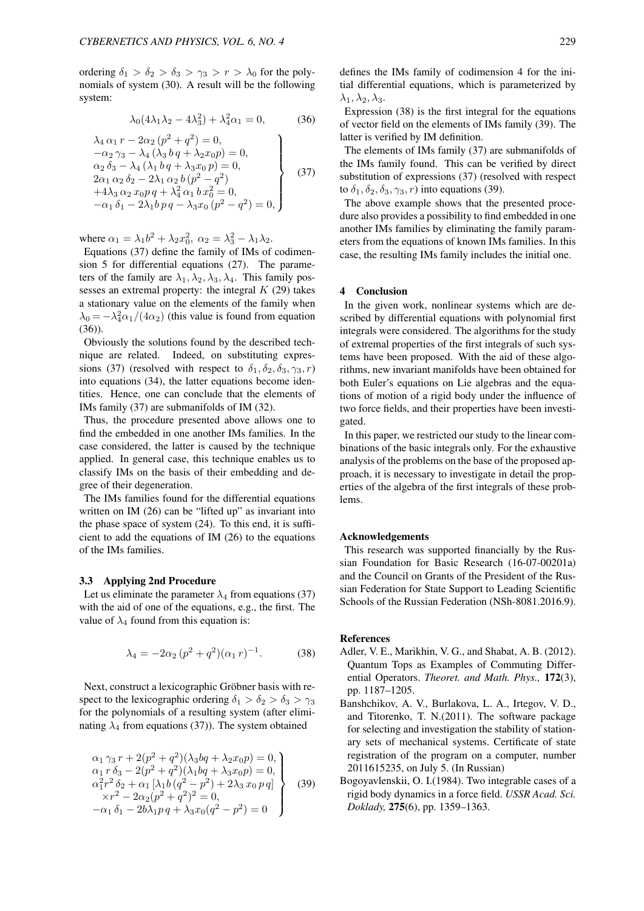ordering $\delta_1 > \delta_2 > \delta_3 > \gamma_3 > r > \lambda_0$ for the polynomials of system (30). A result will be the following system:

$$\lambda_0(4\lambda_1\lambda_2 - 4\lambda_3^2) + \lambda_4^2\alpha_1 = 0, \tag{36}$$

$$\left.\begin{array}{l}
\lambda_4\,\alpha_1\,r - 2\alpha_2\,(p^2+q^2) = 0,\\
-\alpha_2\,\gamma_3 - \lambda_4\,(\lambda_3\,b\,q + \lambda_2 x_0 p) = 0,\\
\alpha_2\,\delta_3 - \lambda_4\,(\lambda_1\,b\,q + \lambda_3 x_0\,p) = 0,\\
2\alpha_1\,\alpha_2\,\delta_2 - 2\lambda_1\,\alpha_2\,b\,(p^2-q^2)\\
+4\lambda_3\,\alpha_2\,x_0 p\,q + \lambda_4^2\,\alpha_1\,b\,x_0^2 = 0,\\
-\alpha_1\,\delta_1 - 2\lambda_1 b\,p\,q - \lambda_3 x_0\,(p^2-q^2) = 0,
\end{array}\right\} \tag{37}$$

where $\alpha_1 = \lambda_1 b^2 + \lambda_2 x_0^2,\ \alpha_2 = \lambda_3^2 - \lambda_1\lambda_2$.

Equations (37) define the family of IMs of codimension 5 for differential equations (27). The parameters of the family are $\lambda_1, \lambda_2, \lambda_3, \lambda_4$. This family possesses an extremal property: the integral $K$ (29) takes a stationary value on the elements of the family when $\lambda_0 = -\lambda_4^2\alpha_1/(4\alpha_2)$ (this value is found from equation (36)).

Obviously the solutions found by the described technique are related. Indeed, on substituting expressions (37) (resolved with respect to $\delta_1, \delta_2, \delta_3, \gamma_3, r$) into equations (34), the latter equations become identities. Hence, one can conclude that the elements of IMs family (37) are submanifolds of IM (32).

Thus, the procedure presented above allows one to find the embedded in one another IMs families. In the case considered, the latter is caused by the technique applied. In general case, this technique enables us to classify IMs on the basis of their embedding and degree of their degeneration.

The IMs families found for the differential equations written on IM (26) can be "lifted up" as invariant into the phase space of system (24). To this end, it is sufficient to add the equations of IM (26) to the equations of the IMs families.

### 3.3 Applying 2nd Procedure

Let us eliminate the parameter $\lambda_4$ from equations (37) with the aid of one of the equations, e.g., the first. The value of $\lambda_4$ found from this equation is:

$$\lambda_4 = -2\alpha_2\,(p^2+q^2)(\alpha_1\,r)^{-1}. \tag{38}$$

Next, construct a lexicographic Gröbner basis with respect to the lexicographic ordering $\delta_1 > \delta_2 > \delta_3 > \gamma_3$ for the polynomials of a resulting system (after eliminating $\lambda_4$ from equations (37)). The system obtained

$$\left.\begin{array}{l}
\alpha_1\,\gamma_3\,r + 2(p^2+q^2)(\lambda_3 bq + \lambda_2 x_0 p) = 0,\\
\alpha_1\,r\,\delta_3 - 2(p^2+q^2)(\lambda_1 bq + \lambda_3 x_0 p) = 0,\\
\alpha_1^2 r^2\,\delta_2 + \alpha_1\,[\lambda_1 b\,(q^2-p^2) + 2\lambda_3\,x_0\,p\,q]\\
\quad\times r^2 - 2\alpha_2(p^2+q^2)^2 = 0,\\
-\alpha_1\,\delta_1 - 2b\lambda_1 p\,q + \lambda_3 x_0(q^2-p^2) = 0
\end{array}\right\} \tag{39}$$

defines the IMs family of codimension 4 for the initial differential equations, which is parameterized by $\lambda_1, \lambda_2, \lambda_3$.

Expression (38) is the first integral for the equations of vector field on the elements of IMs family (39). The latter is verified by IM definition.

The elements of IMs family (37) are submanifolds of the IMs family found. This can be verified by direct substitution of expressions (37) (resolved with respect to $\delta_1, \delta_2, \delta_3, \gamma_3, r$) into equations (39).

The above example shows that the presented procedure also provides a possibility to find embedded in one another IMs families by eliminating the family parameters from the equations of known IMs families. In this case, the resulting IMs family includes the initial one.

## 4 Conclusion

In the given work, nonlinear systems which are described by differential equations with polynomial first integrals were considered. The algorithms for the study of extremal properties of the first integrals of such systems have been proposed. With the aid of these algorithms, new invariant manifolds have been obtained for both Euler's equations on Lie algebras and the equations of motion of a rigid body under the influence of two force fields, and their properties have been investigated.

In this paper, we restricted our study to the linear combinations of the basic integrals only. For the exhaustive analysis of the problems on the base of the proposed approach, it is necessary to investigate in detail the properties of the algebra of the first integrals of these problems.

## Acknowledgements

This research was supported financially by the Russian Foundation for Basic Research (16-07-00201a) and the Council on Grants of the President of the Russian Federation for State Support to Leading Scientific Schools of the Russian Federation (NSh-8081.2016.9).

## References

Adler, V. E., Marikhin, V. G., and Shabat, A. B. (2012). Quantum Tops as Examples of Commuting Differential Operators. *Theoret. and Math. Phys.,* **172**(3), pp. 1187–1205.

Banshchikov, A. V., Burlakova, L. A., Irtegov, V. D., and Titorenko, T. N.(2011). The software package for selecting and investigation the stability of stationary sets of mechanical systems. Certificate of state registration of the program on a computer, number 2011615235, on July 5. (In Russian)

Bogoyavlenskii, O. I.(1984). Two integrable cases of a rigid body dynamics in a force field. *USSR Acad. Sci. Doklady,* **275**(6), pp. 1359–1363.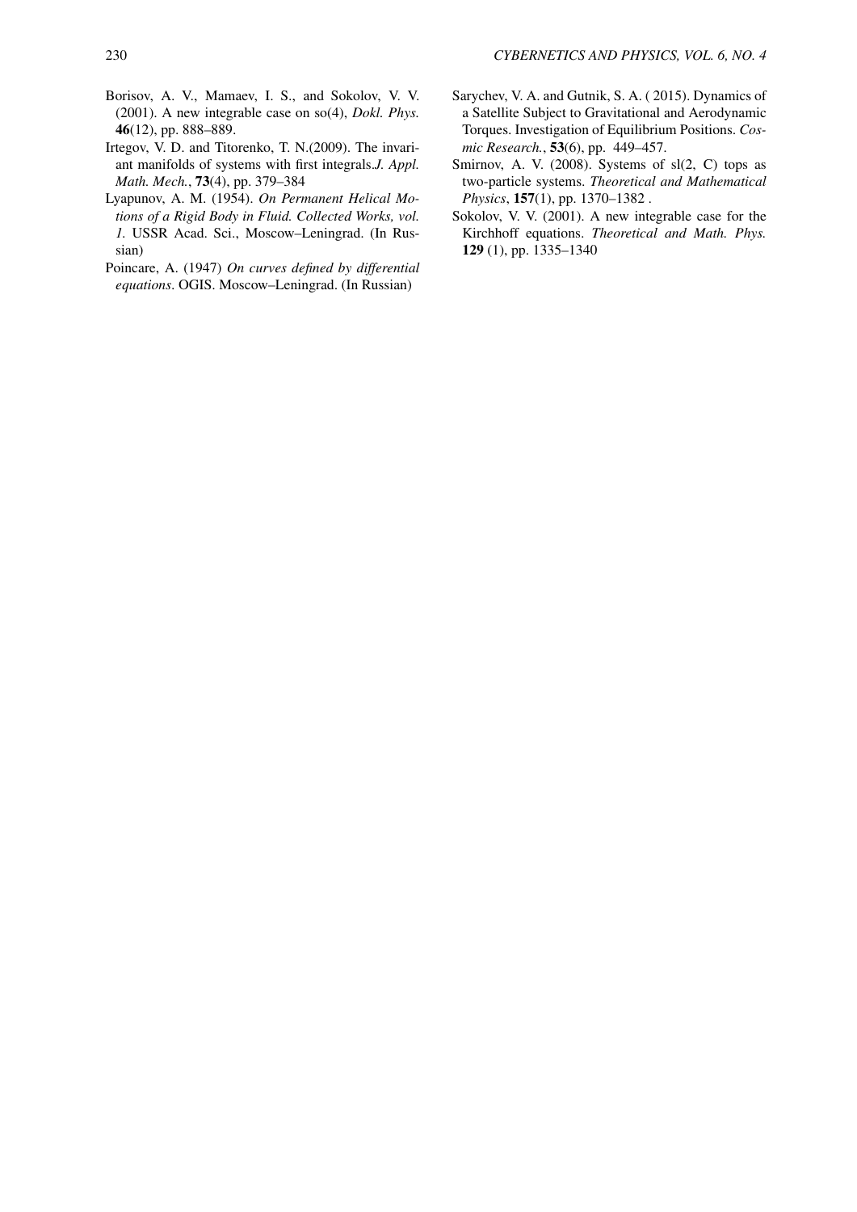Borisov, A. V., Mamaev, I. S., and Sokolov, V. V. (2001). A new integrable case on so(4), *Dokl. Phys.* **46**(12), pp. 888–889.

Irtegov, V. D. and Titorenko, T. N.(2009). The invariant manifolds of systems with first integrals.*J. Appl. Math. Mech.*, **73**(4), pp. 379–384

Lyapunov, A. M. (1954). *On Permanent Helical Motions of a Rigid Body in Fluid. Collected Works, vol. 1.* USSR Acad. Sci., Moscow–Leningrad. (In Russian)

Poincare, A. (1947) *On curves defined by differential equations*. OGIS. Moscow–Leningrad. (In Russian)

Sarychev, V. A. and Gutnik, S. A. ( 2015). Dynamics of a Satellite Subject to Gravitational and Aerodynamic Torques. Investigation of Equilibrium Positions. *Cosmic Research.*, **53**(6), pp. 449–457.

Smirnov, A. V. (2008). Systems of sl(2, C) tops as two-particle systems. *Theoretical and Mathematical Physics*, **157**(1), pp. 1370–1382 .

Sokolov, V. V. (2001). A new integrable case for the Kirchhoff equations. *Theoretical and Math. Phys.* **129** (1), pp. 1335–1340